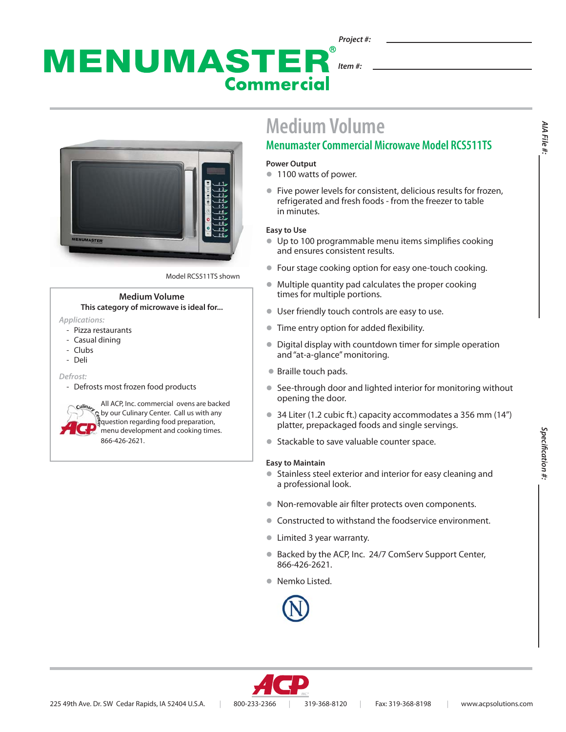# MENUMASTER® Commercial

*Project #:*

*Item #:*

Model RCS511TS shown

**Medium Volume**
**This category of microwave is ideal for...**

*Applications:*
- Pizza restaurants
- Casual dining
- Clubs
- Deli

*Defrost:*
- Defrosts most frozen food products

All ACP, Inc. commercial ovens are backed by our Culinary Center. Call us with any question regarding food preparation, menu development and cooking times. 866-426-2621.

# Medium Volume

## Menumaster Commercial Microwave Model RCS511TS

**Power Output**
- 1100 watts of power.
- Five power levels for consistent, delicious results for frozen, refrigerated and fresh foods - from the freezer to table in minutes.

**Easy to Use**
- Up to 100 programmable menu items simplifies cooking and ensures consistent results.
- Four stage cooking option for easy one-touch cooking.
- Multiple quantity pad calculates the proper cooking times for multiple portions.
- User friendly touch controls are easy to use.
- Time entry option for added flexibility.
- Digital display with countdown timer for simple operation and "at-a-glance" monitoring.
- Braille touch pads.
- See-through door and lighted interior for monitoring without opening the door.
- 34 Liter (1.2 cubic ft.) capacity accommodates a 356 mm (14") platter, prepackaged foods and single servings.
- Stackable to save valuable counter space.

**Easy to Maintain**
- Stainless steel exterior and interior for easy cleaning and a professional look.
- Non-removable air filter protects oven components.
- Constructed to withstand the foodservice environment.
- Limited 3 year warranty.
- Backed by the ACP, Inc. 24/7 ComServ Support Center, 866-426-2621.
- Nemko Listed.

*AIA File #:*

*Specification #:*

225 49th Ave. Dr. SW Cedar Rapids, IA 52404 U.S.A. | 800-233-2366 | 319-368-8120 | Fax: 319-368-8198 | www.acpsolutions.com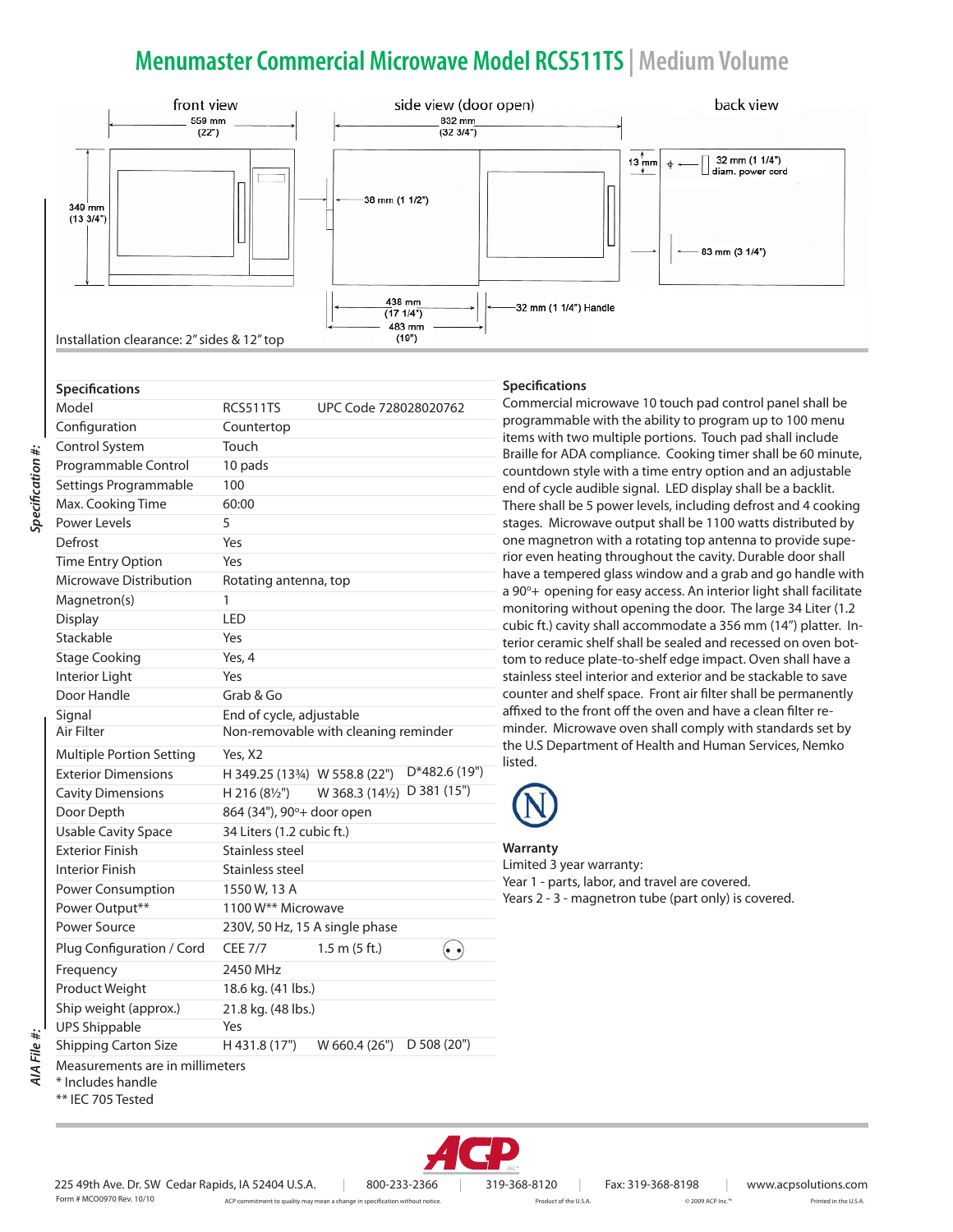# Menumaster Commercial Microwave Model RCS511TS | Medium Volume

front view

559 mm
(22")

349 mm
(13 3/4")

side view (door open)

832 mm
(32 3/4")

38 mm (1 1/2")

438 mm
(17 1/4")

483 mm
(19")

32 mm (1 1/4") Handle

back view

13 mm

32 mm (1 1/4")
diam. power cord

83 mm (3 1/4")

Installation clearance: 2" sides & 12" top

*Specification #:*

*AIA File #:*

| Specifications | | | |
|---|---|---|---|
| Model | RCS511TS | UPC Code 728028020762 | |
| Configuration | Countertop | | |
| Control System | Touch | | |
| Programmable Control | 10 pads | | |
| Settings Programmable | 100 | | |
| Max. Cooking Time | 60:00 | | |
| Power Levels | 5 | | |
| Defrost | Yes | | |
| Time Entry Option | Yes | | |
| Microwave Distribution | Rotating antenna, top | | |
| Magnetron(s) | 1 | | |
| Display | LED | | |
| Stackable | Yes | | |
| Stage Cooking | Yes, 4 | | |
| Interior Light | Yes | | |
| Door Handle | Grab & Go | | |
| Signal | End of cycle, adjustable | | |
| Air Filter | Non-removable with cleaning reminder | | |
| Multiple Portion Setting | Yes, X2 | | |
| Exterior Dimensions | H 349.25 (13¾) | W 558.8 (22") | D*482.6 (19") |
| Cavity Dimensions | H 216 (8½") | W 368.3 (14½) | D 381 (15") |
| Door Depth | 864 (34"), 90°+ door open | | |
| Usable Cavity Space | 34 Liters (1.2 cubic ft.) | | |
| Exterior Finish | Stainless steel | | |
| Interior Finish | Stainless steel | | |
| Power Consumption | 1550 W, 13 A | | |
| Power Output** | 1100 W** Microwave | | |
| Power Source | 230V, 50 Hz, 15 A single phase | | |
| Plug Configuration / Cord | CEE 7/7 | 1.5 m (5 ft.) | |
| Frequency | 2450 MHz | | |
| Product Weight | 18.6 kg. (41 lbs.) | | |
| Ship weight (approx.) | 21.8 kg. (48 lbs.) | | |
| UPS Shippable | Yes | | |
| Shipping Carton Size | H 431.8 (17") | W 660.4 (26") | D 508 (20") |

Measurements are in millimeters
* Includes handle
** IEC 705 Tested

## Specifications

Commercial microwave 10 touch pad control panel shall be programmable with the ability to program up to 100 menu items with two multiple portions. Touch pad shall include Braille for ADA compliance. Cooking timer shall be 60 minute, countdown style with a time entry option and an adjustable end of cycle audible signal. LED display shall be a backlit. There shall be 5 power levels, including defrost and 4 cooking stages. Microwave output shall be 1100 watts distributed by one magnetron with a rotating top antenna to provide superior even heating throughout the cavity. Durable door shall have a tempered glass window and a grab and go handle with a 90°+ opening for easy access. An interior light shall facilitate monitoring without opening the door. The large 34 Liter (1.2 cubic ft.) cavity shall accommodate a 356 mm (14") platter. Interior ceramic shelf shall be sealed and recessed on oven bottom to reduce plate-to-shelf edge impact. Oven shall have a stainless steel interior and exterior and be stackable to save counter and shelf space. Front air filter shall be permanently affixed to the front off the oven and have a clean filter reminder. Microwave oven shall comply with standards set by the U.S Department of Health and Human Services, Nemko listed.

## Warranty

Limited 3 year warranty:
Year 1 - parts, labor, and travel are covered.
Years 2 - 3 - magnetron tube (part only) is covered.

ACP INC.

225 49th Ave. Dr. SW Cedar Rapids, IA 52404 U.S.A. | 800-233-2366 | 319-368-8120 | Fax: 319-368-8198 | www.acpsolutions.com

Form # MCO0970 Rev. 10/10 — ACP commitment to quality may mean a change in specification without notice. — Product of the U.S.A. — © 2009 ACP Inc.™ — Printed in the U.S.A.